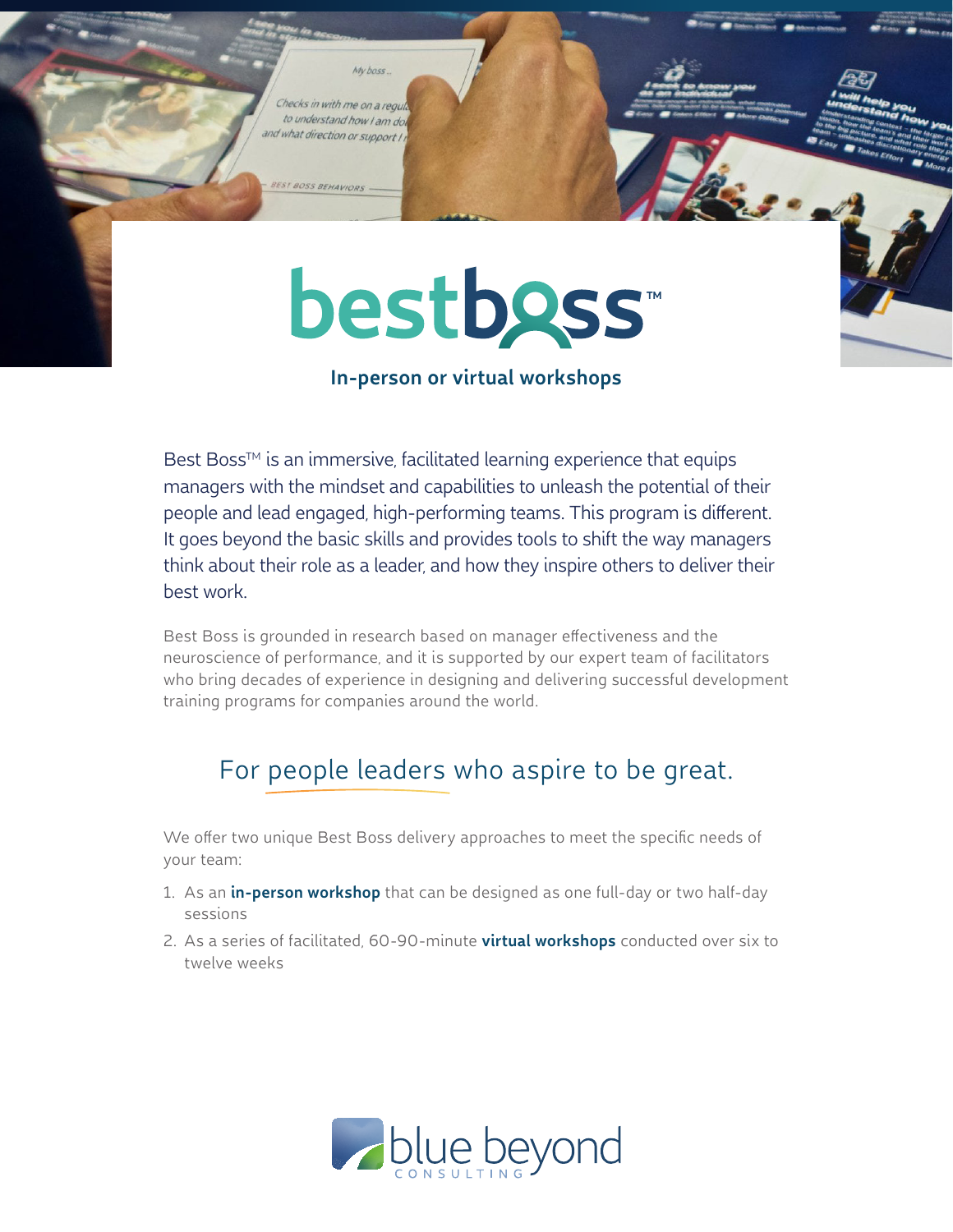# bestboss™

**In-person or virtual workshops**

Best Boss™ is an immersive, facilitated learning experience that equips managers with the mindset and capabilities to unleash the potential of their people and lead engaged, high-performing teams. This program is different. It goes beyond the basic skills and provides tools to shift the way managers think about their role as a leader, and how they inspire others to deliver their best work.

Best Boss is grounded in research based on manager effectiveness and the neuroscience of performance, and it is supported by our expert team of facilitators who bring decades of experience in designing and delivering successful development training programs for companies around the world.

## For people leaders who aspire to be great.

We offer two unique Best Boss delivery approaches to meet the specific needs of your team:

1. As an **in-person workshop** that can be designed as one full-day or two half-day sessions
2. As a series of facilitated, 60-90-minute **virtual workshops** conducted over six to twelve weeks

blue beyond CONSULTING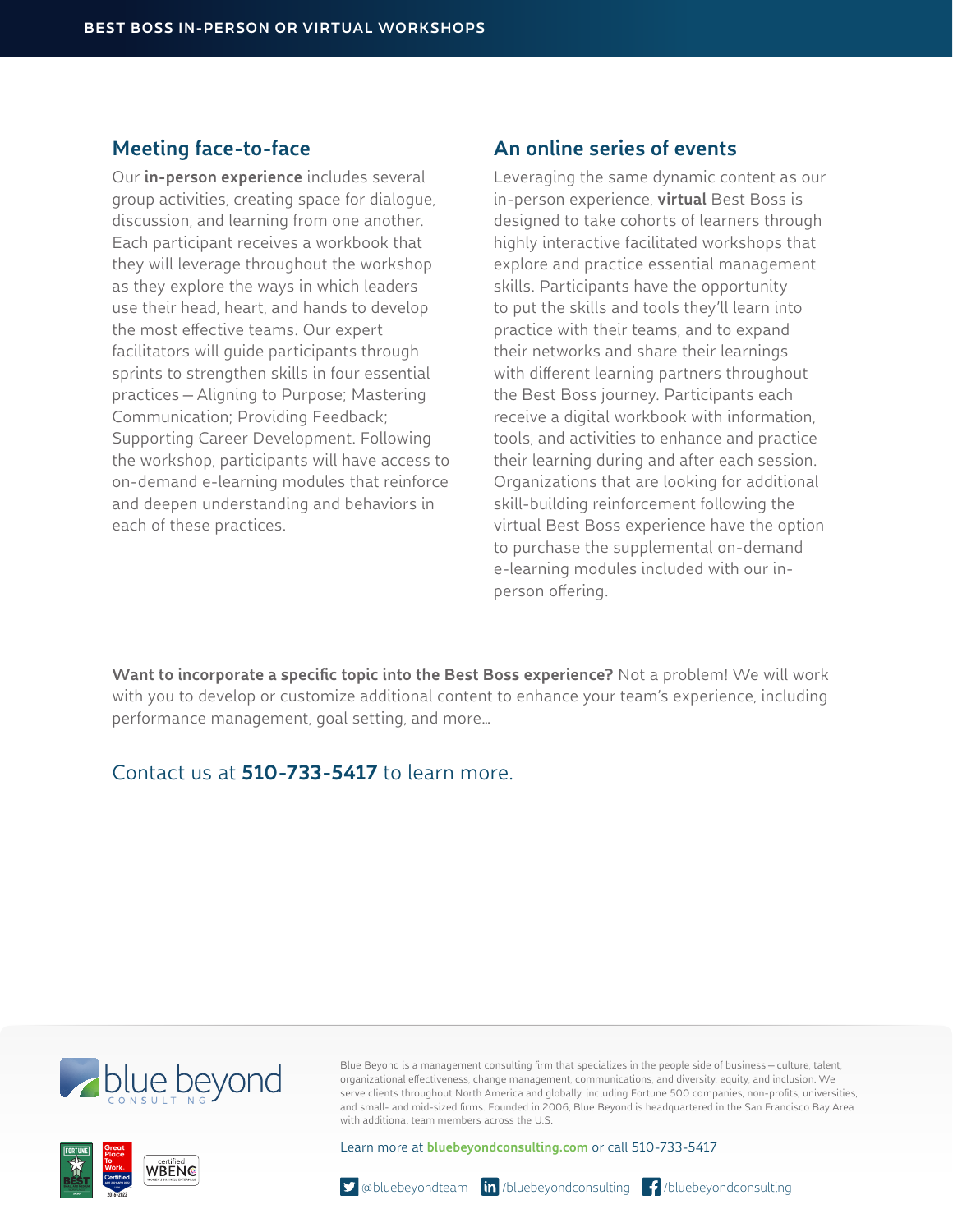## Meeting face-to-face

Our **in-person experience** includes several group activities, creating space for dialogue, discussion, and learning from one another. Each participant receives a workbook that they will leverage throughout the workshop as they explore the ways in which leaders use their head, heart, and hands to develop the most effective teams. Our expert facilitators will guide participants through sprints to strengthen skills in four essential practices — Aligning to Purpose; Mastering Communication; Providing Feedback; Supporting Career Development. Following the workshop, participants will have access to on-demand e-learning modules that reinforce and deepen understanding and behaviors in each of these practices.

## An online series of events

Leveraging the same dynamic content as our in-person experience, **virtual** Best Boss is designed to take cohorts of learners through highly interactive facilitated workshops that explore and practice essential management skills. Participants have the opportunity to put the skills and tools they'll learn into practice with their teams, and to expand their networks and share their learnings with different learning partners throughout the Best Boss journey. Participants each receive a digital workbook with information, tools, and activities to enhance and practice their learning during and after each session. Organizations that are looking for additional skill-building reinforcement following the virtual Best Boss experience have the option to purchase the supplemental on-demand e-learning modules included with our in-person offering.

**Want to incorporate a specific topic into the Best Boss experience?** Not a problem! We will work with you to develop or customize additional content to enhance your team's experience, including performance management, goal setting, and more…

Contact us at **510-733-5417** to learn more.

blue beyond CONSULTING

Blue Beyond is a management consulting firm that specializes in the people side of business — culture, talent, organizational effectiveness, change management, communications, and diversity, equity, and inclusion. We serve clients throughout North America and globally, including Fortune 500 companies, non-profits, universities, and small- and mid-sized firms. Founded in 2006, Blue Beyond is headquartered in the San Francisco Bay Area with additional team members across the U.S.

Learn more at **bluebeyondconsulting.com** or call 510-733-5417

@bluebeyondteam /bluebeyondconsulting /bluebeyondconsulting